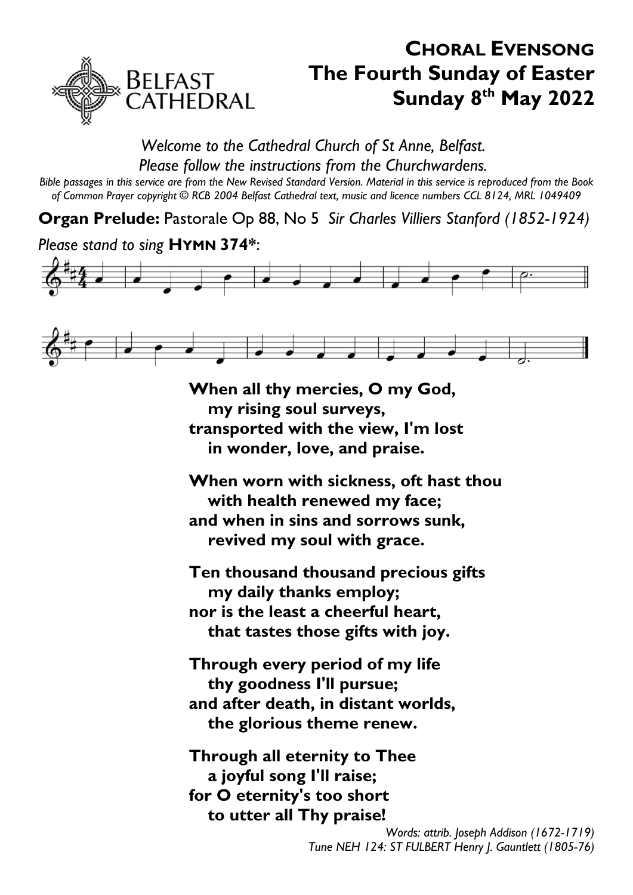# CHORAL EVENSONG
## The Fourth Sunday of Easter
## Sunday 8th May 2022

*Welcome to the Cathedral Church of St Anne, Belfast.*
*Please follow the instructions from the Churchwardens.*

*Bible passages in this service are from the New Revised Standard Version. Material in this service is reproduced from the Book of Common Prayer copyright © RCB 2004 Belfast Cathedral text, music and licence numbers CCL 8124, MRL 1049409*

**Organ Prelude:** Pastorale Op 88, No 5 *Sir Charles Villiers Stanford (1852-1924)*

*Please stand to sing* **HYMN 374***:

**When all thy mercies, O my God,**
**my rising soul surveys,**
**transported with the view, I'm lost**
**in wonder, love, and praise.**

**When worn with sickness, oft hast thou**
**with health renewed my face;**
**and when in sins and sorrows sunk,**
**revived my soul with grace.**

**Ten thousand thousand precious gifts**
**my daily thanks employ;**
**nor is the least a cheerful heart,**
**that tastes those gifts with joy.**

**Through every period of my life**
**thy goodness I'll pursue;**
**and after death, in distant worlds,**
**the glorious theme renew.**

**Through all eternity to Thee**
**a joyful song I'll raise;**
**for O eternity's too short**
**to utter all Thy praise!**

*Words: attrib. Joseph Addison (1672-1719)*
*Tune NEH 124: ST FULBERT Henry J. Gauntlett (1805-76)*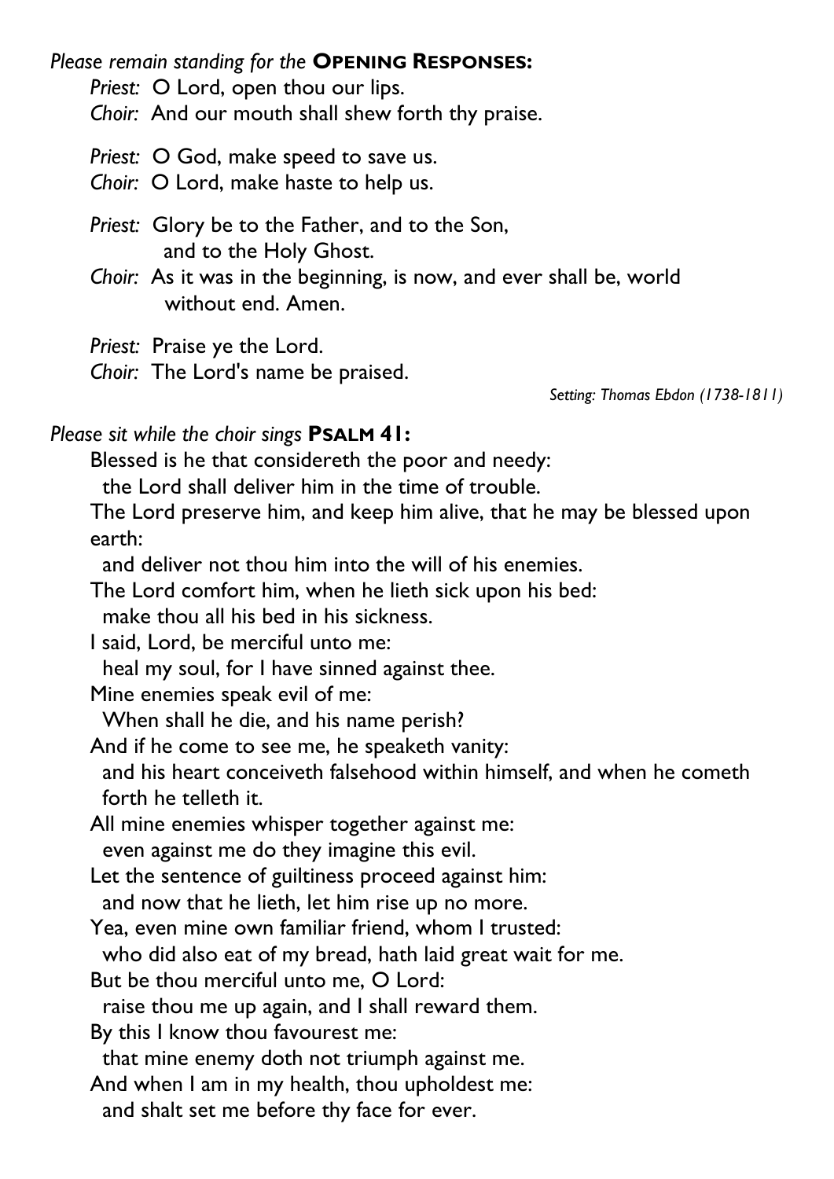*Please remain standing for the* **OPENING RESPONSES:**

*Priest:* O Lord, open thou our lips.
*Choir:* And our mouth shall shew forth thy praise.

*Priest:* O God, make speed to save us.
*Choir:* O Lord, make haste to help us.

*Priest:* Glory be to the Father, and to the Son, and to the Holy Ghost.
*Choir:* As it was in the beginning, is now, and ever shall be, world without end. Amen.

*Priest:* Praise ye the Lord.
*Choir:* The Lord's name be praised.

*Setting: Thomas Ebdon (1738-1811)*

*Please sit while the choir sings* **PSALM 41:**

Blessed is he that considereth the poor and needy:
the Lord shall deliver him in the time of trouble.
The Lord preserve him, and keep him alive, that he may be blessed upon earth:
and deliver not thou him into the will of his enemies.
The Lord comfort him, when he lieth sick upon his bed:
make thou all his bed in his sickness.
I said, Lord, be merciful unto me:
heal my soul, for I have sinned against thee.
Mine enemies speak evil of me:
When shall he die, and his name perish?
And if he come to see me, he speaketh vanity:
and his heart conceiveth falsehood within himself, and when he cometh forth he telleth it.
All mine enemies whisper together against me:
even against me do they imagine this evil.
Let the sentence of guiltiness proceed against him:
and now that he lieth, let him rise up no more.
Yea, even mine own familiar friend, whom I trusted:
who did also eat of my bread, hath laid great wait for me.
But be thou merciful unto me, O Lord:
raise thou me up again, and I shall reward them.
By this I know thou favourest me:
that mine enemy doth not triumph against me.
And when I am in my health, thou upholdest me:
and shalt set me before thy face for ever.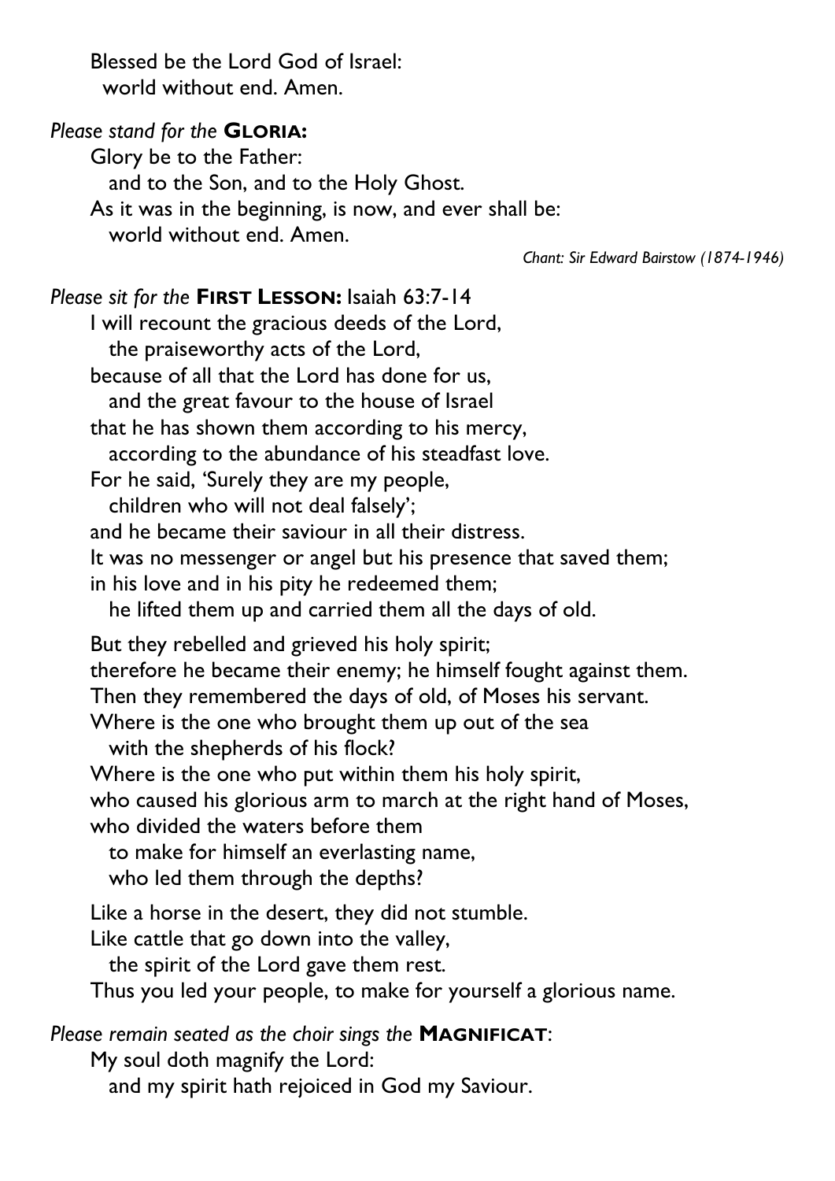Blessed be the Lord God of Israel:
  world without end. Amen.

*Please stand for the* **GLORIA:**

Glory be to the Father:
  and to the Son, and to the Holy Ghost.
As it was in the beginning, is now, and ever shall be:
  world without end. Amen.

*Chant: Sir Edward Bairstow (1874-1946)*

*Please sit for the* **FIRST LESSON:** Isaiah 63:7-14

I will recount the gracious deeds of the Lord,
  the praiseworthy acts of the Lord,
because of all that the Lord has done for us,
  and the great favour to the house of Israel
that he has shown them according to his mercy,
  according to the abundance of his steadfast love.
For he said, 'Surely they are my people,
  children who will not deal falsely';
and he became their saviour in all their distress.
It was no messenger or angel but his presence that saved them;
in his love and in his pity he redeemed them;
  he lifted them up and carried them all the days of old.

But they rebelled and grieved his holy spirit;
therefore he became their enemy; he himself fought against them.
Then they remembered the days of old, of Moses his servant.
Where is the one who brought them up out of the sea
  with the shepherds of his flock?
Where is the one who put within them his holy spirit,
who caused his glorious arm to march at the right hand of Moses,
who divided the waters before them
  to make for himself an everlasting name,
  who led them through the depths?

Like a horse in the desert, they did not stumble.
Like cattle that go down into the valley,
  the spirit of the Lord gave them rest.
Thus you led your people, to make for yourself a glorious name.

*Please remain seated as the choir sings the* **MAGNIFICAT**:

My soul doth magnify the Lord:
  and my spirit hath rejoiced in God my Saviour.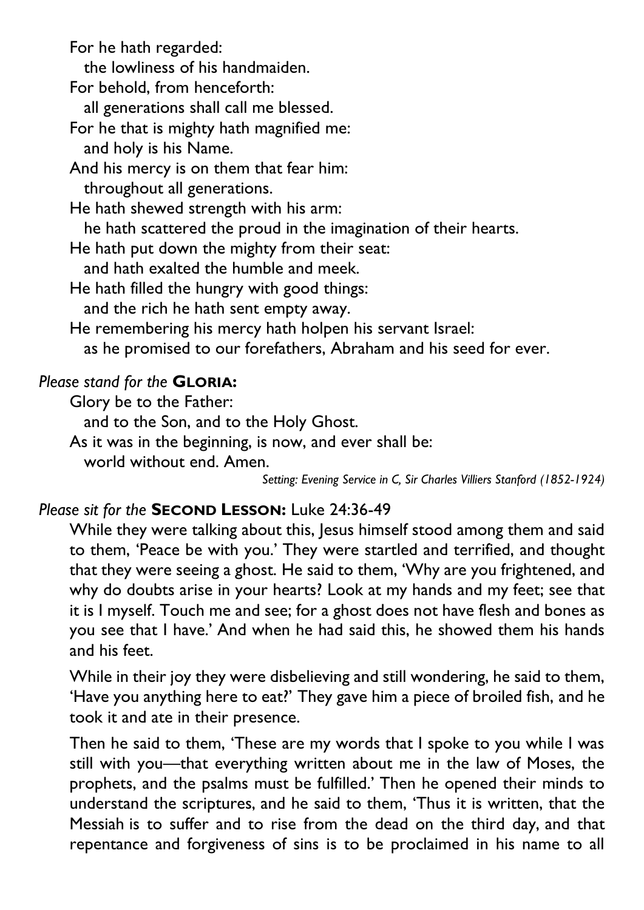For he hath regarded:
  the lowliness of his handmaiden.
For behold, from henceforth:
  all generations shall call me blessed.
For he that is mighty hath magnified me:
  and holy is his Name.
And his mercy is on them that fear him:
  throughout all generations.
He hath shewed strength with his arm:
  he hath scattered the proud in the imagination of their hearts.
He hath put down the mighty from their seat:
  and hath exalted the humble and meek.
He hath filled the hungry with good things:
  and the rich he hath sent empty away.
He remembering his mercy hath holpen his servant Israel:
  as he promised to our forefathers, Abraham and his seed for ever.

*Please stand for the* **GLORIA:**

Glory be to the Father:
  and to the Son, and to the Holy Ghost.
As it was in the beginning, is now, and ever shall be:
  world without end. Amen.

*Setting: Evening Service in C, Sir Charles Villiers Stanford (1852-1924)*

*Please sit for the* **SECOND LESSON:** Luke 24:36-49

While they were talking about this, Jesus himself stood among them and said to them, 'Peace be with you.' They were startled and terrified, and thought that they were seeing a ghost. He said to them, 'Why are you frightened, and why do doubts arise in your hearts? Look at my hands and my feet; see that it is I myself. Touch me and see; for a ghost does not have flesh and bones as you see that I have.' And when he had said this, he showed them his hands and his feet.

While in their joy they were disbelieving and still wondering, he said to them, 'Have you anything here to eat?' They gave him a piece of broiled fish, and he took it and ate in their presence.

Then he said to them, 'These are my words that I spoke to you while I was still with you—that everything written about me in the law of Moses, the prophets, and the psalms must be fulfilled.' Then he opened their minds to understand the scriptures, and he said to them, 'Thus it is written, that the Messiah is to suffer and to rise from the dead on the third day, and that repentance and forgiveness of sins is to be proclaimed in his name to all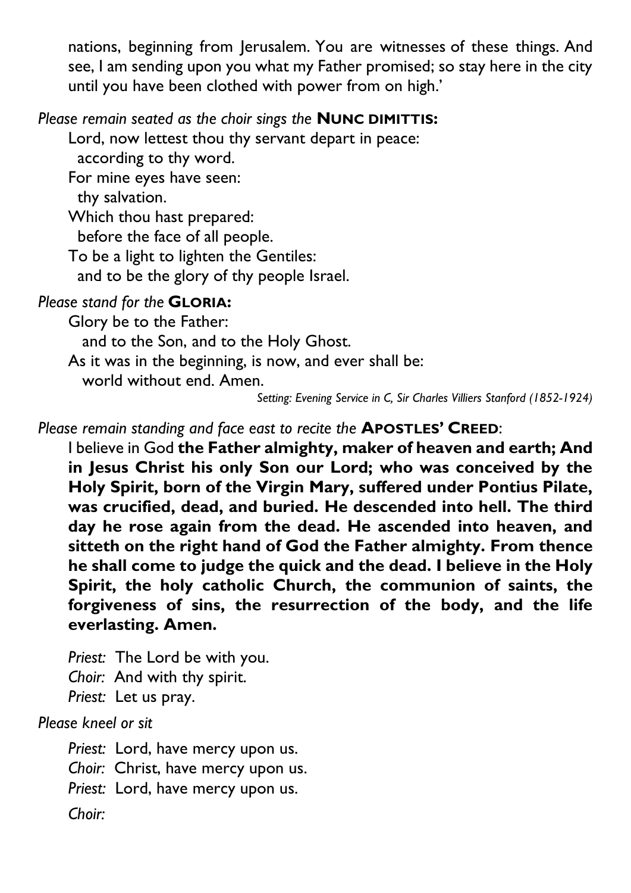nations, beginning from Jerusalem. You are witnesses of these things. And see, I am sending upon you what my Father promised; so stay here in the city until you have been clothed with power from on high.'

*Please remain seated as the choir sings the* **NUNC DIMITTIS:**

Lord, now lettest thou thy servant depart in peace:
  according to thy word.
For mine eyes have seen:
  thy salvation.
Which thou hast prepared:
  before the face of all people.
To be a light to lighten the Gentiles:
  and to be the glory of thy people Israel.

*Please stand for the* **GLORIA:**

Glory be to the Father:
  and to the Son, and to the Holy Ghost.
As it was in the beginning, is now, and ever shall be:
  world without end. Amen.

*Setting: Evening Service in C, Sir Charles Villiers Stanford (1852-1924)*

*Please remain standing and face east to recite the* **APOSTLES' CREED**:

I believe in God **the Father almighty, maker of heaven and earth; And in Jesus Christ his only Son our Lord; who was conceived by the Holy Spirit, born of the Virgin Mary, suffered under Pontius Pilate, was crucified, dead, and buried. He descended into hell. The third day he rose again from the dead. He ascended into heaven, and sitteth on the right hand of God the Father almighty. From thence he shall come to judge the quick and the dead. I believe in the Holy Spirit, the holy catholic Church, the communion of saints, the forgiveness of sins, the resurrection of the body, and the life everlasting. Amen.**

*Priest:* The Lord be with you.
*Choir:* And with thy spirit.
*Priest:* Let us pray.

*Please kneel or sit*

*Priest:* Lord, have mercy upon us.
*Choir:* Christ, have mercy upon us.
*Priest:* Lord, have mercy upon us.
*Choir:*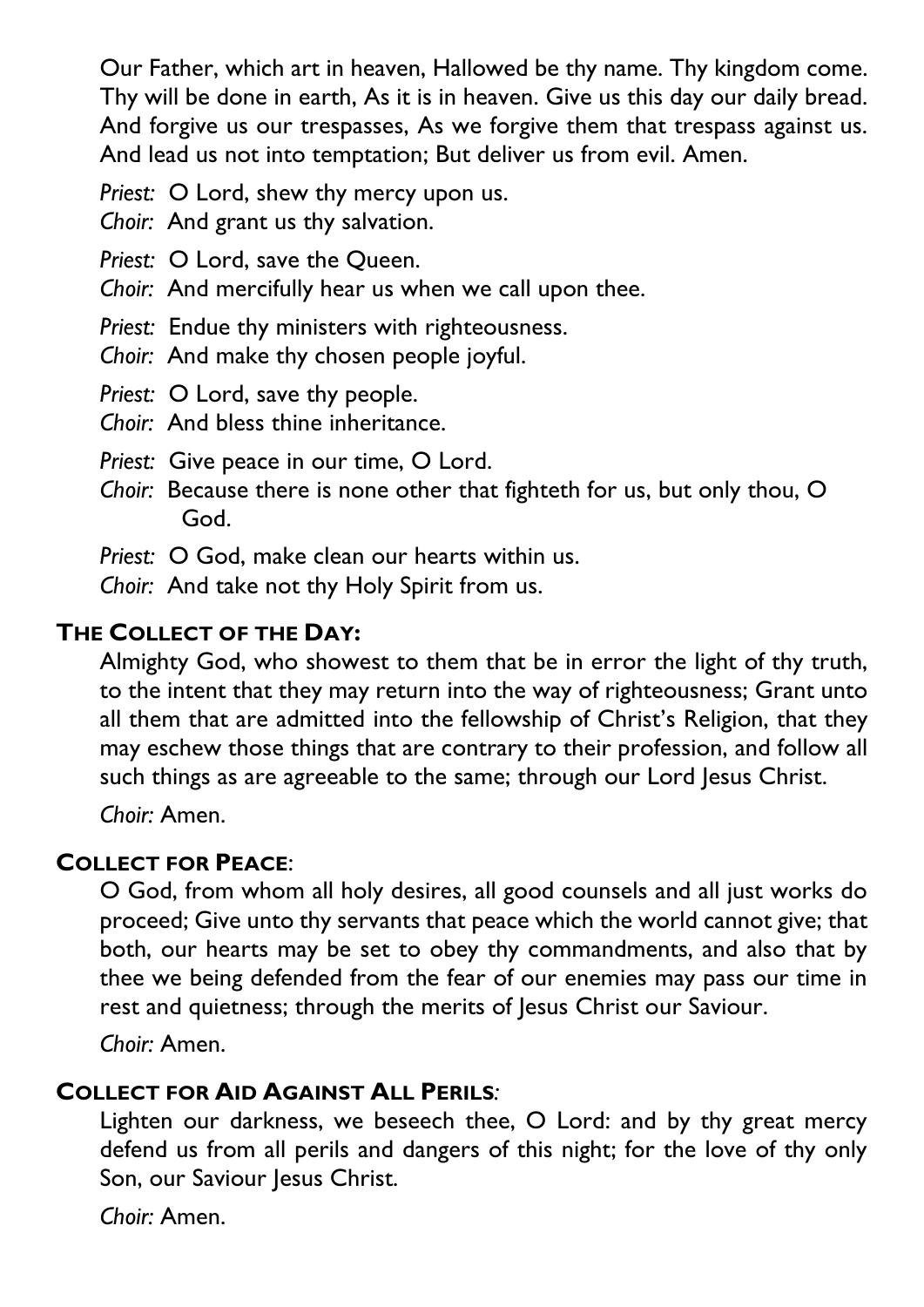Our Father, which art in heaven, Hallowed be thy name. Thy kingdom come. Thy will be done in earth, As it is in heaven. Give us this day our daily bread. And forgive us our trespasses, As we forgive them that trespass against us. And lead us not into temptation; But deliver us from evil. Amen.

*Priest:* O Lord, shew thy mercy upon us.
*Choir:* And grant us thy salvation.

*Priest:* O Lord, save the Queen.
*Choir:* And mercifully hear us when we call upon thee.

*Priest:* Endue thy ministers with righteousness.
*Choir:* And make thy chosen people joyful.

*Priest:* O Lord, save thy people.
*Choir:* And bless thine inheritance.

*Priest:* Give peace in our time, O Lord.
*Choir:* Because there is none other that fighteth for us, but only thou, O God.

*Priest:* O God, make clean our hearts within us.
*Choir:* And take not thy Holy Spirit from us.

**THE COLLECT OF THE DAY:**

Almighty God, who showest to them that be in error the light of thy truth, to the intent that they may return into the way of righteousness; Grant unto all them that are admitted into the fellowship of Christ's Religion, that they may eschew those things that are contrary to their profession, and follow all such things as are agreeable to the same; through our Lord Jesus Christ.

*Choir:* Amen.

**COLLECT FOR PEACE**:

O God, from whom all holy desires, all good counsels and all just works do proceed; Give unto thy servants that peace which the world cannot give; that both, our hearts may be set to obey thy commandments, and also that by thee we being defended from the fear of our enemies may pass our time in rest and quietness; through the merits of Jesus Christ our Saviour.

*Choir:* Amen.

**COLLECT FOR AID AGAINST ALL PERILS**:

Lighten our darkness, we beseech thee, O Lord: and by thy great mercy defend us from all perils and dangers of this night; for the love of thy only Son, our Saviour Jesus Christ.

*Choir:* Amen.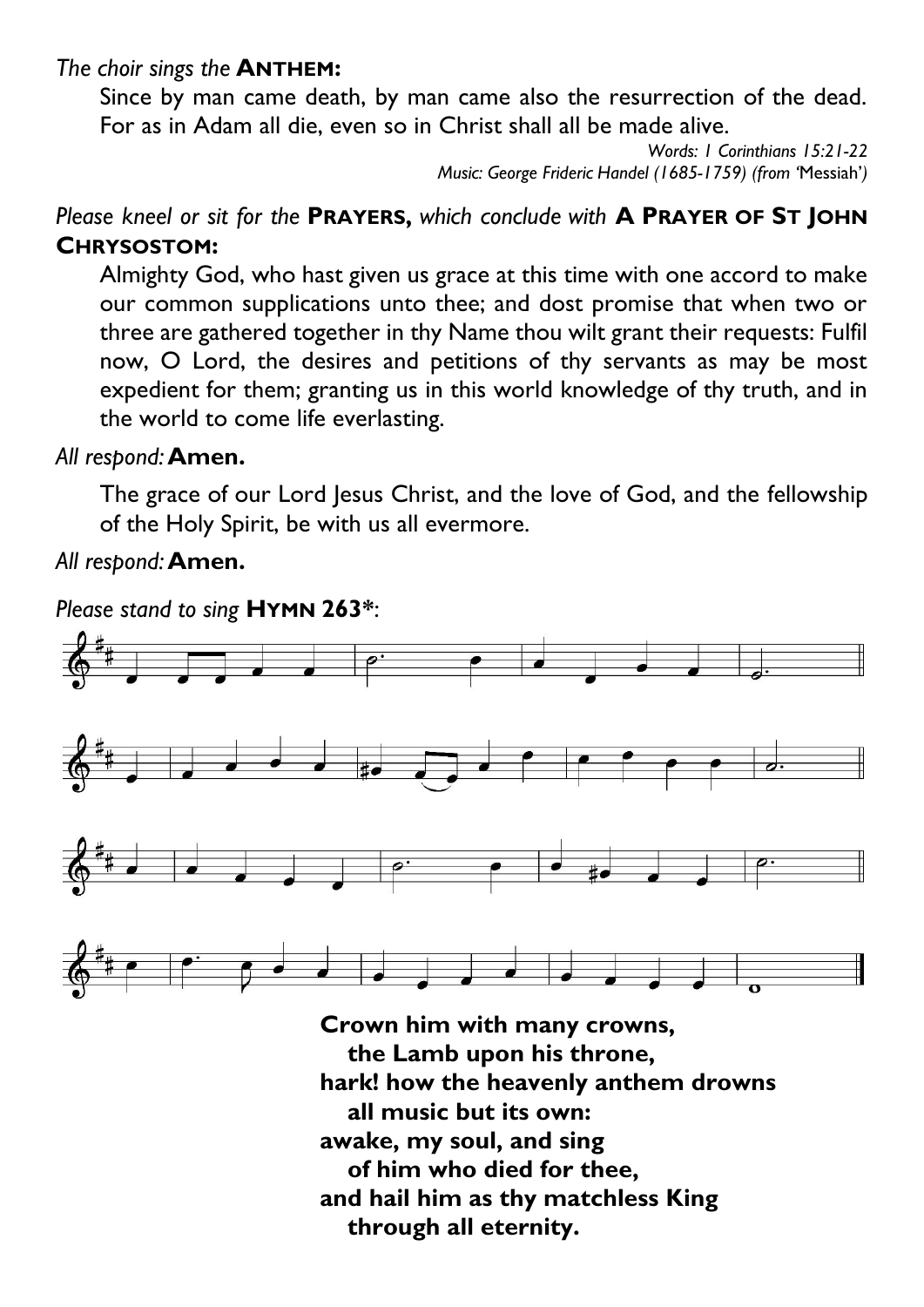*The choir sings the* **ANTHEM:**

Since by man came death, by man came also the resurrection of the dead. For as in Adam all die, even so in Christ shall all be made alive.

*Words: 1 Corinthians 15:21-22*
*Music: George Frideric Handel (1685-1759) (from 'Messiah')*

*Please kneel or sit for the* **PRAYERS,** *which conclude with* **A PRAYER OF ST JOHN CHRYSOSTOM:**

Almighty God, who hast given us grace at this time with one accord to make our common supplications unto thee; and dost promise that when two or three are gathered together in thy Name thou wilt grant their requests: Fulfil now, O Lord, the desires and petitions of thy servants as may be most expedient for them; granting us in this world knowledge of thy truth, and in the world to come life everlasting.

*All respond:* **Amen.**

The grace of our Lord Jesus Christ, and the love of God, and the fellowship of the Holy Spirit, be with us all evermore.

*All respond:* **Amen.**

*Please stand to sing* **HYMN 263\*:**

**Crown him with many crowns,**
**the Lamb upon his throne,**
**hark! how the heavenly anthem drowns**
**all music but its own:**
**awake, my soul, and sing**
**of him who died for thee,**
**and hail him as thy matchless King**
**through all eternity.**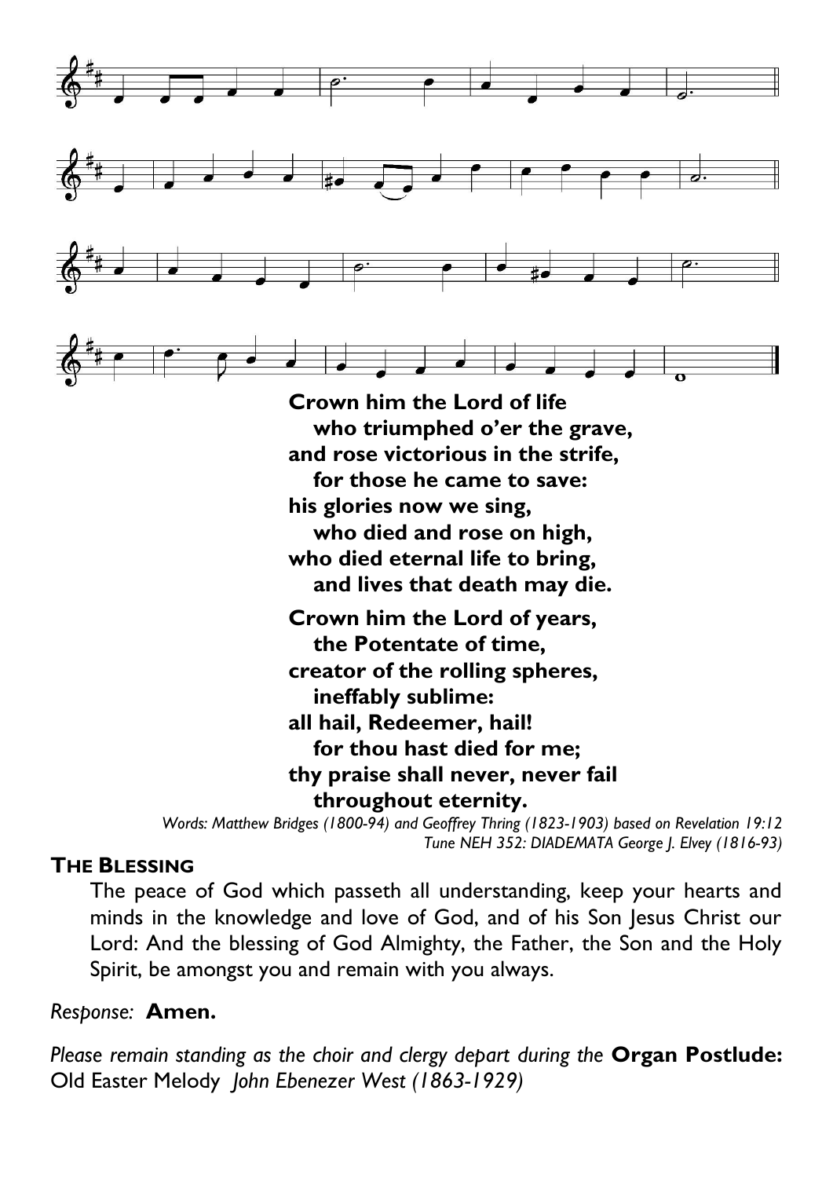**Crown him the Lord of life**
**who triumphed o'er the grave,**
**and rose victorious in the strife,**
**for those he came to save:**
**his glories now we sing,**
**who died and rose on high,**
**who died eternal life to bring,**
**and lives that death may die.**

**Crown him the Lord of years,**
**the Potentate of time,**
**creator of the rolling spheres,**
**ineffably sublime:**
**all hail, Redeemer, hail!**
**for thou hast died for me;**
**thy praise shall never, never fail**
**throughout eternity.**

*Words: Matthew Bridges (1800-94) and Geoffrey Thring (1823-1903) based on Revelation 19:12*
*Tune NEH 352: DIADEMATA George J. Elvey (1816-93)*

## THE BLESSING

The peace of God which passeth all understanding, keep your hearts and minds in the knowledge and love of God, and of his Son Jesus Christ our Lord: And the blessing of God Almighty, the Father, the Son and the Holy Spirit, be amongst you and remain with you always.

*Response:* **Amen.**

*Please remain standing as the choir and clergy depart during the* **Organ Postlude:** Old Easter Melody *John Ebenezer West (1863-1929)*